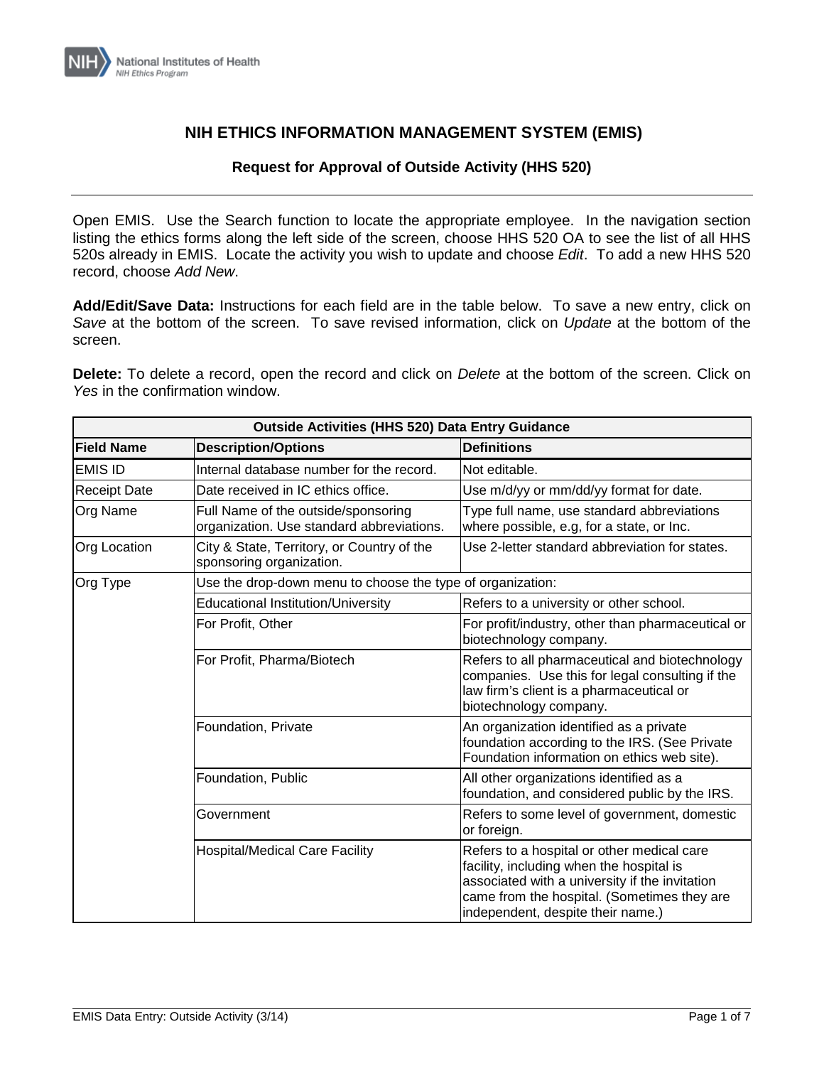# NIH ETHICS INFORMATION MANAGEMENT SYSTEM (EMIS)

## Request for Approval of Outside Activity (HHS 520)

Open EMIS. Use the Search function to locate the appropriate employee. In the navigation section listing the ethics forms along the left side of the screen, choose HHS 520 OA to see the list of all HHS 520s already in EMIS. Locate the activity you wish to update and choose *Edit*. To add a new HHS 520 record, choose *Add New*.

**Add/Edit/Save Data:** Instructions for each field are in the table below. To save a new entry, click on *Save* at the bottom of the screen. To save revised information, click on *Update* at the bottom of the screen.

**Delete:** To delete a record, open the record and click on *Delete* at the bottom of the screen. Click on *Yes* in the confirmation window.

| Outside Activities (HHS 520) Data Entry Guidance | | |
|---|---|---|
| **Field Name** | **Description/Options** | **Definitions** |
| EMIS ID | Internal database number for the record. | Not editable. |
| Receipt Date | Date received in IC ethics office. | Use m/d/yy or mm/dd/yy format for date. |
| Org Name | Full Name of the outside/sponsoring organization. Use standard abbreviations. | Type full name, use standard abbreviations where possible, e.g, for a state, or Inc. |
| Org Location | City & State, Territory, or Country of the sponsoring organization. | Use 2-letter standard abbreviation for states. |
| Org Type | Use the drop-down menu to choose the type of organization: | |
| | Educational Institution/University | Refers to a university or other school. |
| | For Profit, Other | For profit/industry, other than pharmaceutical or biotechnology company. |
| | For Profit, Pharma/Biotech | Refers to all pharmaceutical and biotechnology companies. Use this for legal consulting if the law firm's client is a pharmaceutical or biotechnology company. |
| | Foundation, Private | An organization identified as a private foundation according to the IRS. (See Private Foundation information on ethics web site). |
| | Foundation, Public | All other organizations identified as a foundation, and considered public by the IRS. |
| | Government | Refers to some level of government, domestic or foreign. |
| | Hospital/Medical Care Facility | Refers to a hospital or other medical care facility, including when the hospital is associated with a university if the invitation came from the hospital. (Sometimes they are independent, despite their name.) |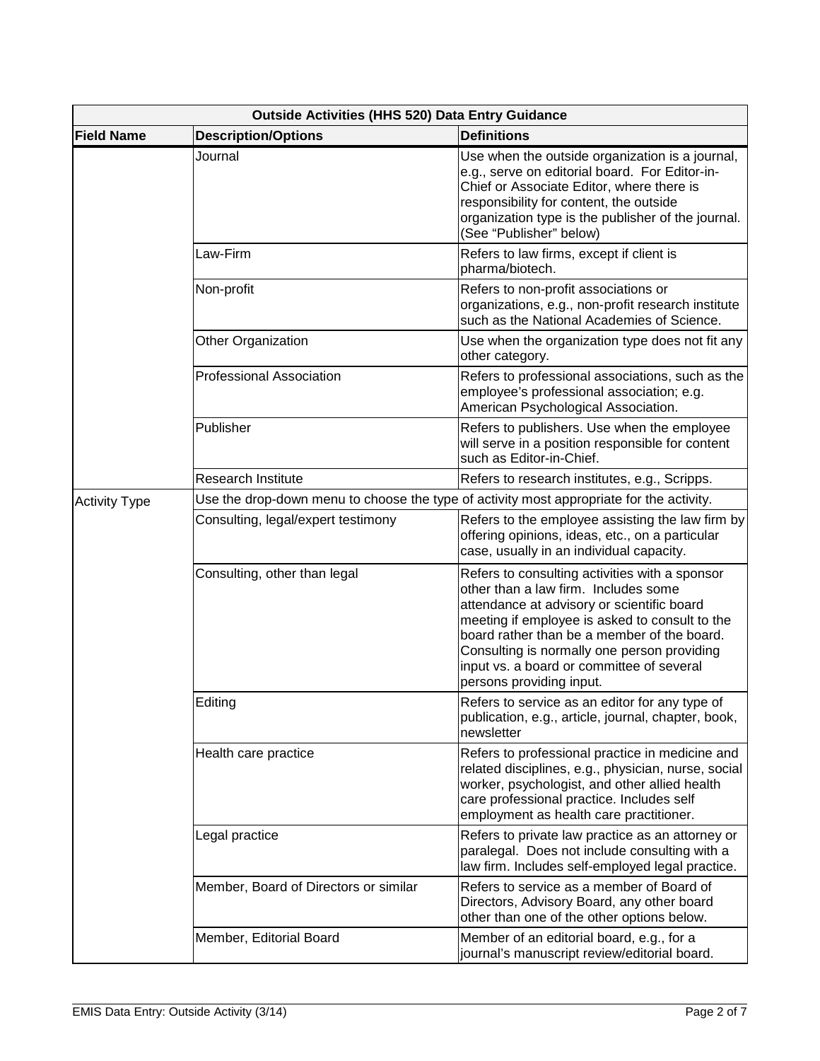| Outside Activities (HHS 520) Data Entry Guidance | | |
|---|---|---|
| **Field Name** | **Description/Options** | **Definitions** |
| | Journal | Use when the outside organization is a journal, e.g., serve on editorial board. For Editor-in-Chief or Associate Editor, where there is responsibility for content, the outside organization type is the publisher of the journal. (See "Publisher" below) |
| | Law-Firm | Refers to law firms, except if client is pharma/biotech. |
| | Non-profit | Refers to non-profit associations or organizations, e.g., non-profit research institute such as the National Academies of Science. |
| | Other Organization | Use when the organization type does not fit any other category. |
| | Professional Association | Refers to professional associations, such as the employee's professional association; e.g. American Psychological Association. |
| | Publisher | Refers to publishers. Use when the employee will serve in a position responsible for content such as Editor-in-Chief. |
| | Research Institute | Refers to research institutes, e.g., Scripps. |
| Activity Type | Use the drop-down menu to choose the type of activity most appropriate for the activity. | |
| | Consulting, legal/expert testimony | Refers to the employee assisting the law firm by offering opinions, ideas, etc., on a particular case, usually in an individual capacity. |
| | Consulting, other than legal | Refers to consulting activities with a sponsor other than a law firm. Includes some attendance at advisory or scientific board meeting if employee is asked to consult to the board rather than be a member of the board. Consulting is normally one person providing input vs. a board or committee of several persons providing input. |
| | Editing | Refers to service as an editor for any type of publication, e.g., article, journal, chapter, book, newsletter |
| | Health care practice | Refers to professional practice in medicine and related disciplines, e.g., physician, nurse, social worker, psychologist, and other allied health care professional practice. Includes self employment as health care practitioner. |
| | Legal practice | Refers to private law practice as an attorney or paralegal. Does not include consulting with a law firm. Includes self-employed legal practice. |
| | Member, Board of Directors or similar | Refers to service as a member of Board of Directors, Advisory Board, any other board other than one of the other options below. |
| | Member, Editorial Board | Member of an editorial board, e.g., for a journal's manuscript review/editorial board. |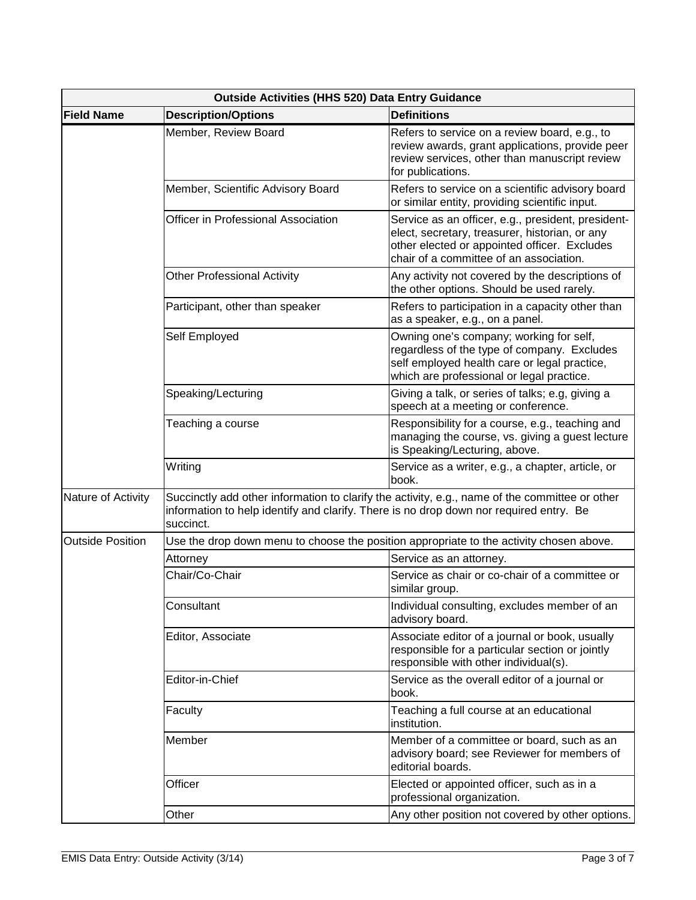| Outside Activities (HHS 520) Data Entry Guidance | | |
|---|---|---|
| **Field Name** | **Description/Options** | **Definitions** |
| | Member, Review Board | Refers to service on a review board, e.g., to review awards, grant applications, provide peer review services, other than manuscript review for publications. |
| | Member, Scientific Advisory Board | Refers to service on a scientific advisory board or similar entity, providing scientific input. |
| | Officer in Professional Association | Service as an officer, e.g., president, president-elect, secretary, treasurer, historian, or any other elected or appointed officer. Excludes chair of a committee of an association. |
| | Other Professional Activity | Any activity not covered by the descriptions of the other options. Should be used rarely. |
| | Participant, other than speaker | Refers to participation in a capacity other than as a speaker, e.g., on a panel. |
| | Self Employed | Owning one's company; working for self, regardless of the type of company. Excludes self employed health care or legal practice, which are professional or legal practice. |
| | Speaking/Lecturing | Giving a talk, or series of talks; e.g, giving a speech at a meeting or conference. |
| | Teaching a course | Responsibility for a course, e.g., teaching and managing the course, vs. giving a guest lecture is Speaking/Lecturing, above. |
| | Writing | Service as a writer, e.g., a chapter, article, or book. |
| Nature of Activity | Succinctly add other information to clarify the activity, e.g., name of the committee or other information to help identify and clarify. There is no drop down nor required entry. Be succinct. | |
| Outside Position | Use the drop down menu to choose the position appropriate to the activity chosen above. | |
| | Attorney | Service as an attorney. |
| | Chair/Co-Chair | Service as chair or co-chair of a committee or similar group. |
| | Consultant | Individual consulting, excludes member of an advisory board. |
| | Editor, Associate | Associate editor of a journal or book, usually responsible for a particular section or jointly responsible with other individual(s). |
| | Editor-in-Chief | Service as the overall editor of a journal or book. |
| | Faculty | Teaching a full course at an educational institution. |
| | Member | Member of a committee or board, such as an advisory board; see Reviewer for members of editorial boards. |
| | Officer | Elected or appointed officer, such as in a professional organization. |
| | Other | Any other position not covered by other options. |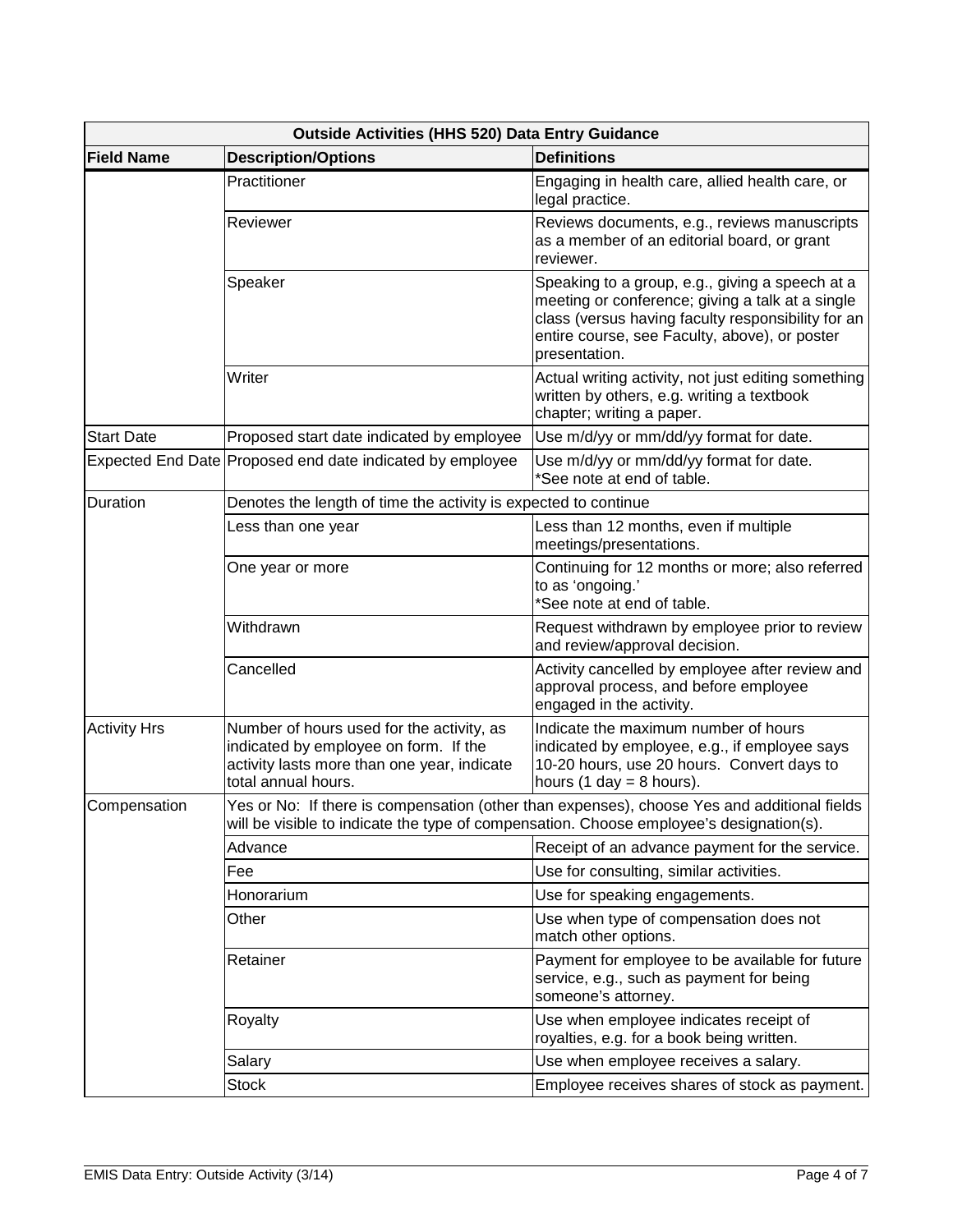| Outside Activities (HHS 520) Data Entry Guidance | | |
|---|---|---|
| **Field Name** | **Description/Options** | **Definitions** |
| | Practitioner | Engaging in health care, allied health care, or legal practice. |
| | Reviewer | Reviews documents, e.g., reviews manuscripts as a member of an editorial board, or grant reviewer. |
| | Speaker | Speaking to a group, e.g., giving a speech at a meeting or conference; giving a talk at a single class (versus having faculty responsibility for an entire course, see Faculty, above), or poster presentation. |
| | Writer | Actual writing activity, not just editing something written by others, e.g. writing a textbook chapter; writing a paper. |
| Start Date | Proposed start date indicated by employee | Use m/d/yy or mm/dd/yy format for date. |
| Expected End Date | Proposed end date indicated by employee | Use m/d/yy or mm/dd/yy format for date. *See note at end of table. |
| Duration | Denotes the length of time the activity is expected to continue | |
| | Less than one year | Less than 12 months, even if multiple meetings/presentations. |
| | One year or more | Continuing for 12 months or more; also referred to as 'ongoing.' *See note at end of table. |
| | Withdrawn | Request withdrawn by employee prior to review and review/approval decision. |
| | Cancelled | Activity cancelled by employee after review and approval process, and before employee engaged in the activity. |
| Activity Hrs | Number of hours used for the activity, as indicated by employee on form. If the activity lasts more than one year, indicate total annual hours. | Indicate the maximum number of hours indicated by employee, e.g., if employee says 10-20 hours, use 20 hours. Convert days to hours (1 day = 8 hours). |
| Compensation | Yes or No: If there is compensation (other than expenses), choose Yes and additional fields will be visible to indicate the type of compensation. Choose employee's designation(s). | |
| | Advance | Receipt of an advance payment for the service. |
| | Fee | Use for consulting, similar activities. |
| | Honorarium | Use for speaking engagements. |
| | Other | Use when type of compensation does not match other options. |
| | Retainer | Payment for employee to be available for future service, e.g., such as payment for being someone's attorney. |
| | Royalty | Use when employee indicates receipt of royalties, e.g. for a book being written. |
| | Salary | Use when employee receives a salary. |
| | Stock | Employee receives shares of stock as payment. |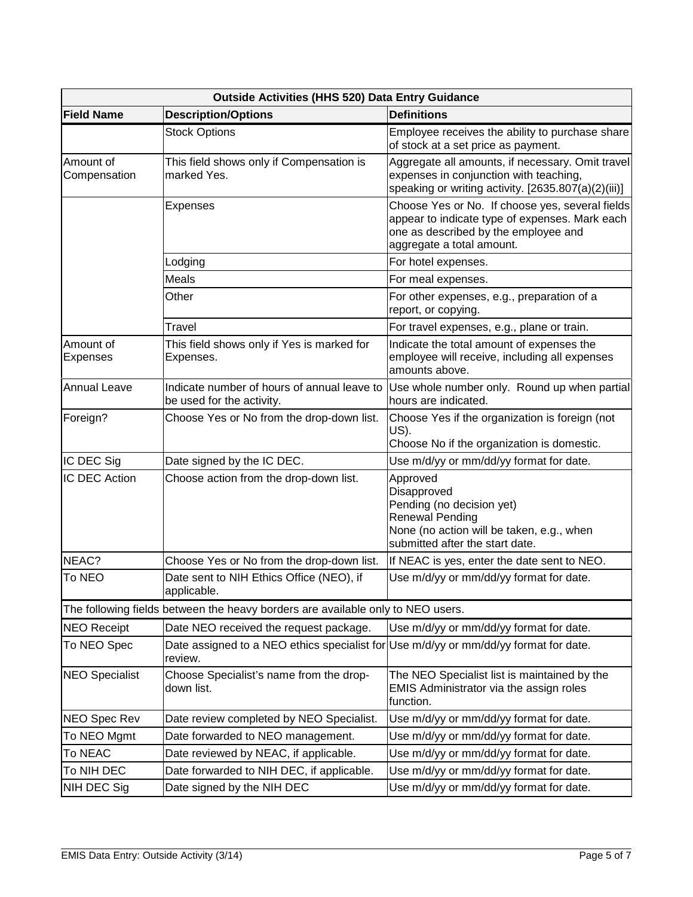| Outside Activities (HHS 520) Data Entry Guidance | | |
|---|---|---|
| **Field Name** | **Description/Options** | **Definitions** |
| | Stock Options | Employee receives the ability to purchase share of stock at a set price as payment. |
| Amount of Compensation | This field shows only if Compensation is marked Yes. | Aggregate all amounts, if necessary. Omit travel expenses in conjunction with teaching, speaking or writing activity. [2635.807(a)(2)(iii)] |
| | Expenses | Choose Yes or No. If choose yes, several fields appear to indicate type of expenses. Mark each one as described by the employee and aggregate a total amount. |
| | Lodging | For hotel expenses. |
| | Meals | For meal expenses. |
| | Other | For other expenses, e.g., preparation of a report, or copying. |
| | Travel | For travel expenses, e.g., plane or train. |
| Amount of Expenses | This field shows only if Yes is marked for Expenses. | Indicate the total amount of expenses the employee will receive, including all expenses amounts above. |
| Annual Leave | Indicate number of hours of annual leave to be used for the activity. | Use whole number only. Round up when partial hours are indicated. |
| Foreign? | Choose Yes or No from the drop-down list. | Choose Yes if the organization is foreign (not US).<br>Choose No if the organization is domestic. |
| IC DEC Sig | Date signed by the IC DEC. | Use m/d/yy or mm/dd/yy format for date. |
| IC DEC Action | Choose action from the drop-down list. | Approved<br>Disapproved<br>Pending (no decision yet)<br>Renewal Pending<br>None (no action will be taken, e.g., when submitted after the start date. |
| NEAC? | Choose Yes or No from the drop-down list. | If NEAC is yes, enter the date sent to NEO. |
| To NEO | Date sent to NIH Ethics Office (NEO), if applicable. | Use m/d/yy or mm/dd/yy format for date. |
| The following fields between the heavy borders are available only to NEO users. | | |
| NEO Receipt | Date NEO received the request package. | Use m/d/yy or mm/dd/yy format for date. |
| To NEO Spec | Date assigned to a NEO ethics specialist for review. | Use m/d/yy or mm/dd/yy format for date. |
| NEO Specialist | Choose Specialist's name from the drop-down list. | The NEO Specialist list is maintained by the EMIS Administrator via the assign roles function. |
| NEO Spec Rev | Date review completed by NEO Specialist. | Use m/d/yy or mm/dd/yy format for date. |
| To NEO Mgmt | Date forwarded to NEO management. | Use m/d/yy or mm/dd/yy format for date. |
| To NEAC | Date reviewed by NEAC, if applicable. | Use m/d/yy or mm/dd/yy format for date. |
| To NIH DEC | Date forwarded to NIH DEC, if applicable. | Use m/d/yy or mm/dd/yy format for date. |
| NIH DEC Sig | Date signed by the NIH DEC | Use m/d/yy or mm/dd/yy format for date. |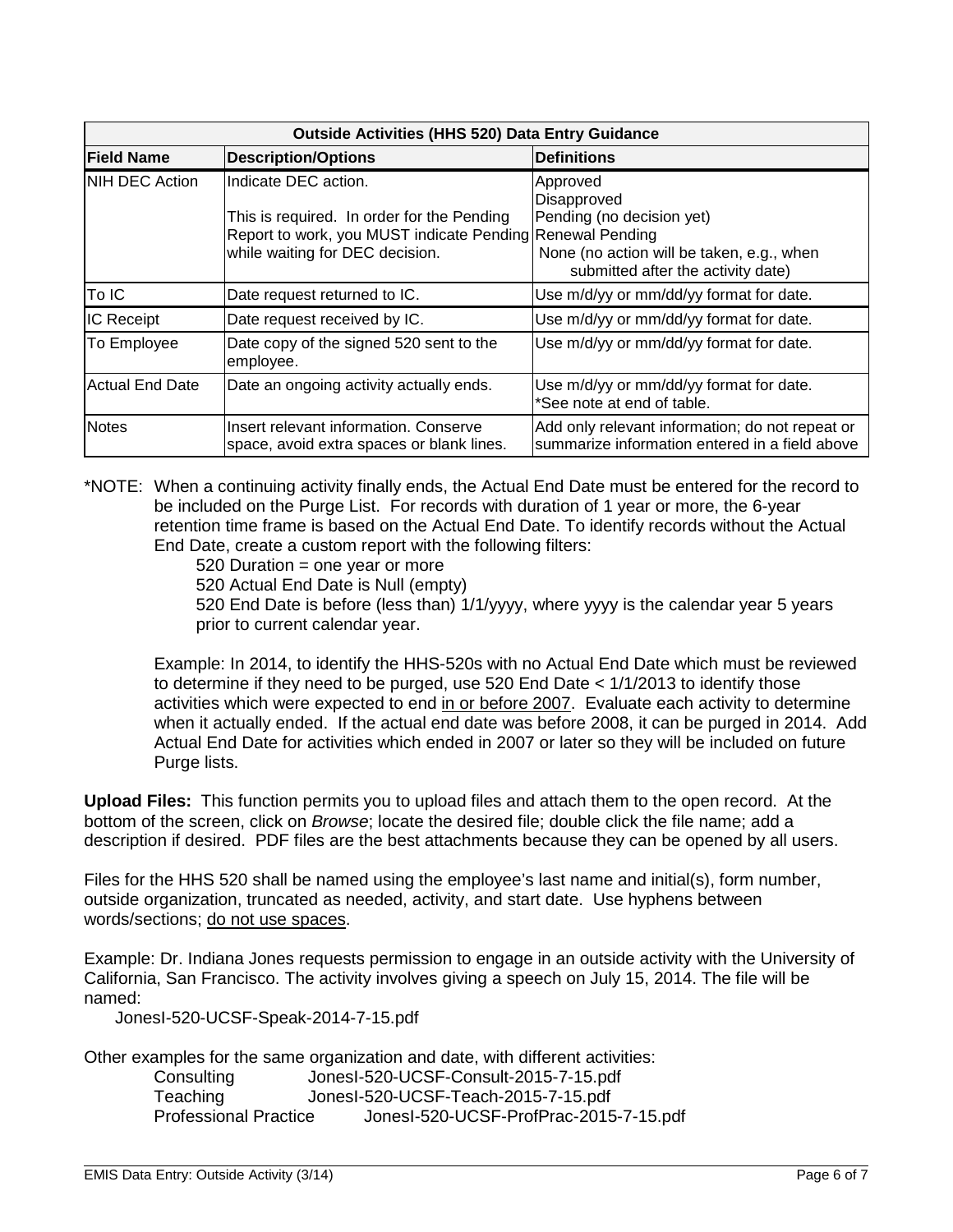| Outside Activities (HHS 520) Data Entry Guidance | | |
|---|---|---|
| **Field Name** | **Description/Options** | **Definitions** |
| NIH DEC Action | Indicate DEC action.<br><br>This is required. In order for the Pending Report to work, you MUST indicate Pending while waiting for DEC decision. | Approved<br>Disapproved<br>Pending (no decision yet)<br>Renewal Pending<br>None (no action will be taken, e.g., when submitted after the activity date) |
| To IC | Date request returned to IC. | Use m/d/yy or mm/dd/yy format for date. |
| IC Receipt | Date request received by IC. | Use m/d/yy or mm/dd/yy format for date. |
| To Employee | Date copy of the signed 520 sent to the employee. | Use m/d/yy or mm/dd/yy format for date. |
| Actual End Date | Date an ongoing activity actually ends. | Use m/d/yy or mm/dd/yy format for date.<br>*See note at end of table. |
| Notes | Insert relevant information. Conserve space, avoid extra spaces or blank lines. | Add only relevant information; do not repeat or summarize information entered in a field above |

*NOTE: When a continuing activity finally ends, the Actual End Date must be entered for the record to be included on the Purge List. For records with duration of 1 year or more, the 6-year retention time frame is based on the Actual End Date. To identify records without the Actual End Date, create a custom report with the following filters:

520 Duration = one year or more
520 Actual End Date is Null (empty)
520 End Date is before (less than) 1/1/yyyy, where yyyy is the calendar year 5 years prior to current calendar year.

Example: In 2014, to identify the HHS-520s with no Actual End Date which must be reviewed to determine if they need to be purged, use 520 End Date < 1/1/2013 to identify those activities which were expected to end in or before 2007. Evaluate each activity to determine when it actually ended. If the actual end date was before 2008, it can be purged in 2014. Add Actual End Date for activities which ended in 2007 or later so they will be included on future Purge lists.

**Upload Files:** This function permits you to upload files and attach them to the open record. At the bottom of the screen, click on *Browse*; locate the desired file; double click the file name; add a description if desired. PDF files are the best attachments because they can be opened by all users.

Files for the HHS 520 shall be named using the employee's last name and initial(s), form number, outside organization, truncated as needed, activity, and start date. Use hyphens between words/sections; do not use spaces.

Example: Dr. Indiana Jones requests permission to engage in an outside activity with the University of California, San Francisco. The activity involves giving a speech on July 15, 2014. The file will be named:

JonesI-520-UCSF-Speak-2014-7-15.pdf

Other examples for the same organization and date, with different activities:

| | |
|---|---|
| Consulting | JonesI-520-UCSF-Consult-2015-7-15.pdf |
| Teaching | JonesI-520-UCSF-Teach-2015-7-15.pdf |
| Professional Practice | JonesI-520-UCSF-ProfPrac-2015-7-15.pdf |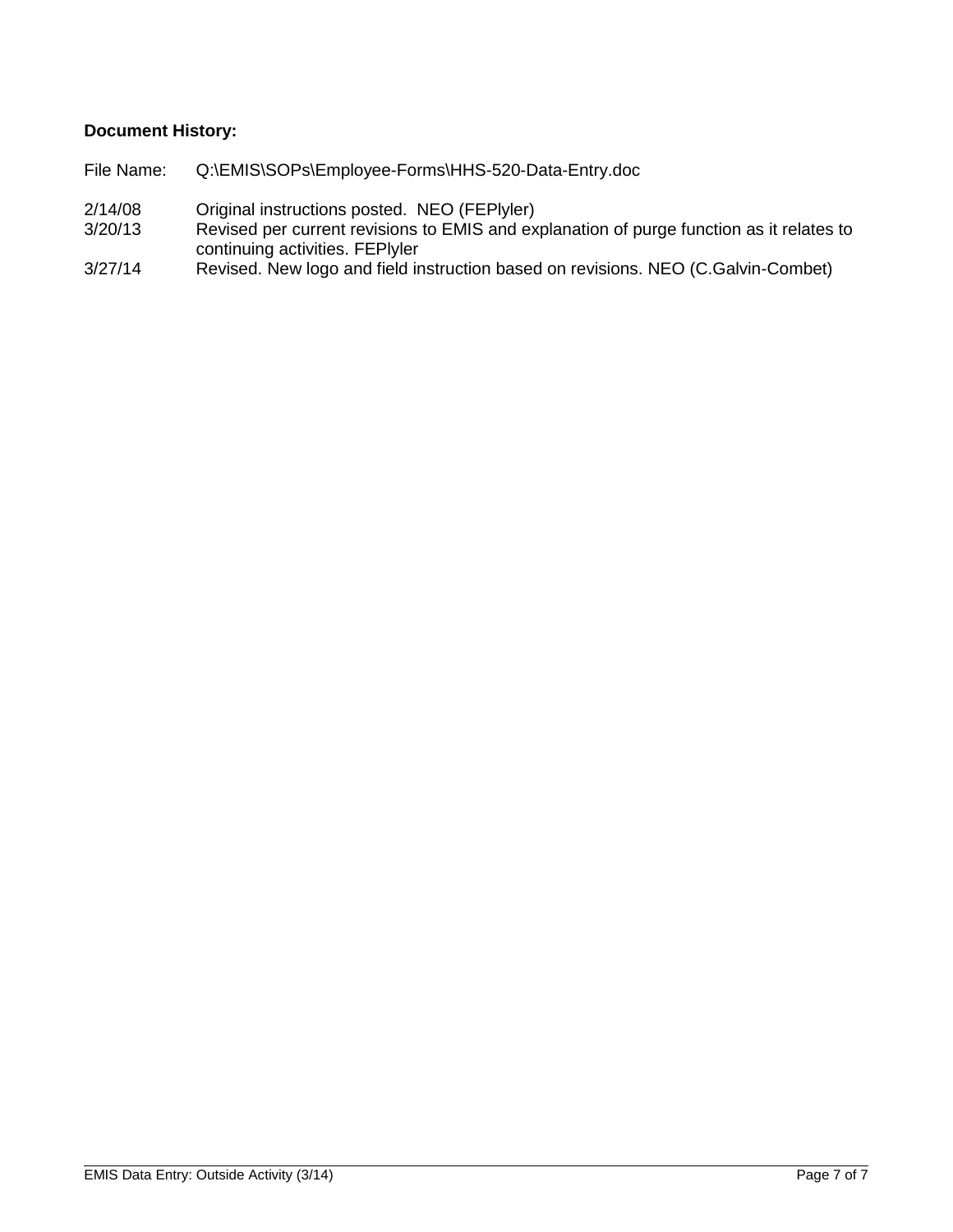**Document History:**

File Name: Q:\EMIS\SOPs\Employee-Forms\HHS-520-Data-Entry.doc

| | |
|---|---|
| 2/14/08 | Original instructions posted. NEO (FEPlyler) |
| 3/20/13 | Revised per current revisions to EMIS and explanation of purge function as it relates to continuing activities. FEPlyler |
| 3/27/14 | Revised. New logo and field instruction based on revisions. NEO (C.Galvin-Combet) |